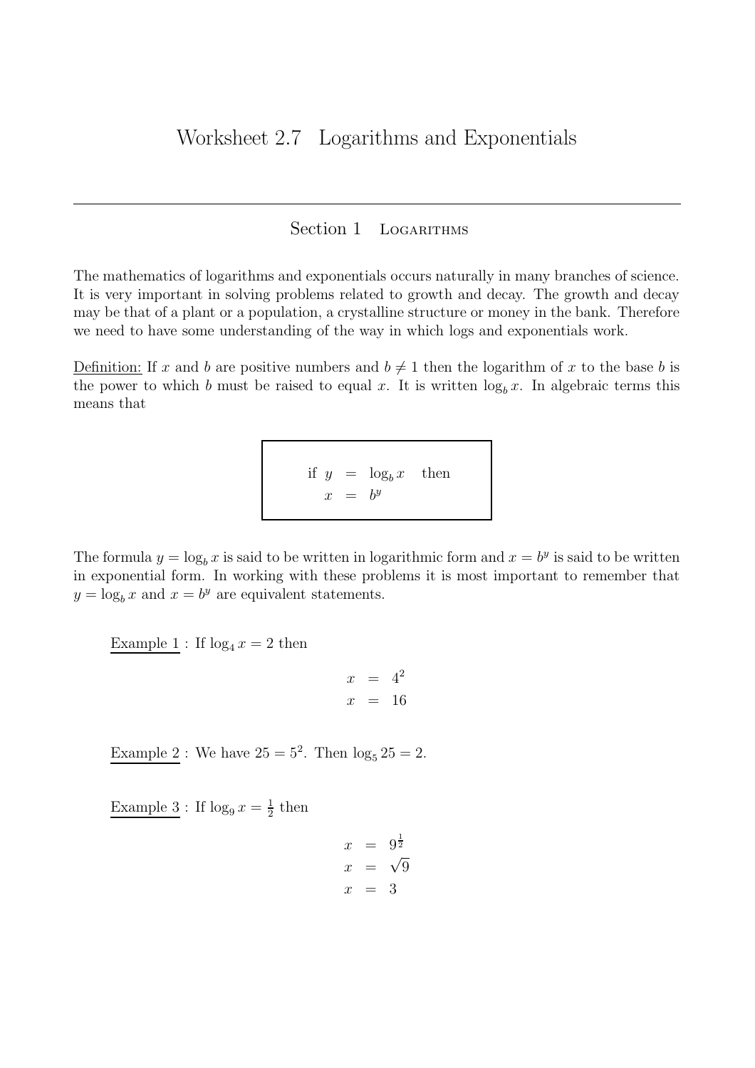# Worksheet 2.7 Logarithms and Exponentials

## Section 1 Logarithms

The mathematics of logarithms and exponentials occurs naturally in many branches of science. It is very important in solving problems related to growth and decay. The growth and decay may be that of a plant or a population, a crystalline structure or money in the bank. Therefore we need to have some understanding of the way in which logs and exponentials work.

Definition: If $x$ and $b$ are positive numbers and $b \neq 1$ then the logarithm of $x$ to the base $b$ is the power to which $b$ must be raised to equal $x$. It is written $\log_b x$. In algebraic terms this means that

$$\begin{aligned} \text{if } y &= \log_b x \quad \text{then} \\ x &= b^y \end{aligned}$$

The formula $y = \log_b x$ is said to be written in logarithmic form and $x = b^y$ is said to be written in exponential form. In working with these problems it is most important to remember that $y = \log_b x$ and $x = b^y$ are equivalent statements.

Example 1 : If $\log_4 x = 2$ then

$$\begin{aligned} x &= 4^2 \\ x &= 16 \end{aligned}$$

Example 2 : We have $25 = 5^2$. Then $\log_5 25 = 2$.

Example 3 : If $\log_9 x = \frac{1}{2}$ then

$$\begin{aligned} x &= 9^{\frac{1}{2}} \\ x &= \sqrt{9} \\ x &= 3 \end{aligned}$$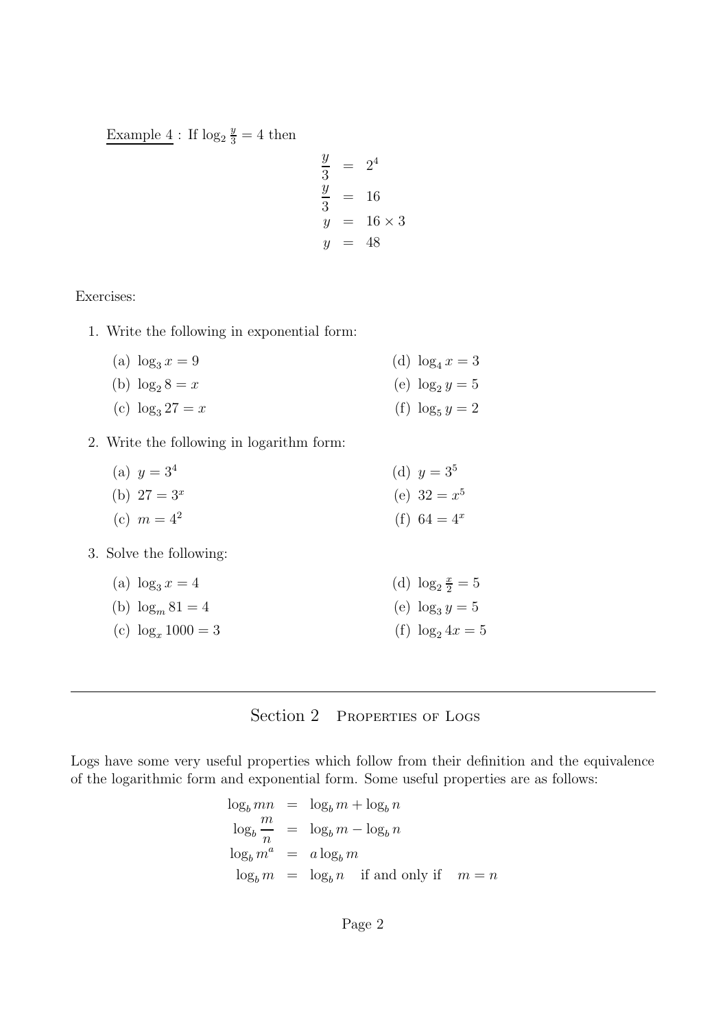Example 4 : If $\log_2 \frac{y}{3} = 4$ then

$$
\begin{aligned}
\frac{y}{3} &= 2^4 \\
\frac{y}{3} &= 16 \\
y &= 16 \times 3 \\
y &= 48
\end{aligned}
$$

Exercises:

1. Write the following in exponential form:
   - (a) $\log_3 x = 9$
   - (b) $\log_2 8 = x$
   - (c) $\log_3 27 = x$
   - (d) $\log_4 x = 3$
   - (e) $\log_2 y = 5$
   - (f) $\log_5 y = 2$

2. Write the following in logarithm form:
   - (a) $y = 3^4$
   - (b) $27 = 3^x$
   - (c) $m = 4^2$
   - (d) $y = 3^5$
   - (e) $32 = x^5$
   - (f) $64 = 4^x$

3. Solve the following:
   - (a) $\log_3 x = 4$
   - (b) $\log_m 81 = 4$
   - (c) $\log_x 1000 = 3$
   - (d) $\log_2 \frac{x}{2} = 5$
   - (e) $\log_3 y = 5$
   - (f) $\log_2 4x = 5$

---

## Section 2 Properties of Logs

Logs have some very useful properties which follow from their definition and the equivalence of the logarithmic form and exponential form. Some useful properties are as follows:

$$
\begin{aligned}
\log_b mn &= \log_b m + \log_b n \\
\log_b \frac{m}{n} &= \log_b m - \log_b n \\
\log_b m^a &= a \log_b m \\
\log_b m &= \log_b n \quad \text{if and only if} \quad m = n
\end{aligned}
$$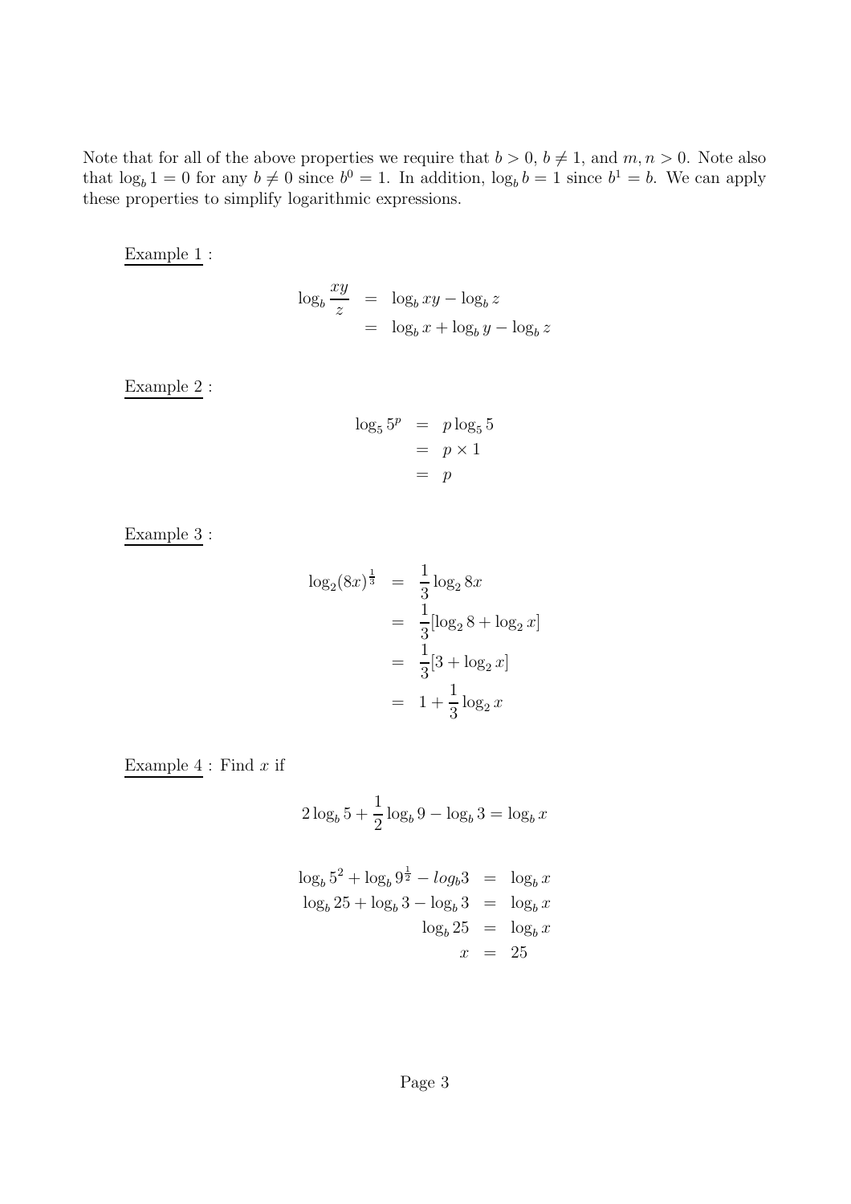Note that for all of the above properties we require that $b > 0$, $b \neq 1$, and $m, n > 0$. Note also that $\log_b 1 = 0$ for any $b \neq 0$ since $b^0 = 1$. In addition, $\log_b b = 1$ since $b^1 = b$. We can apply these properties to simplify logarithmic expressions.

Example 1 :

$$
\begin{aligned}
\log_b \frac{xy}{z} &= \log_b xy - \log_b z \\
&= \log_b x + \log_b y - \log_b z
\end{aligned}
$$

Example 2 :

$$
\begin{aligned}
\log_5 5^p &= p \log_5 5 \\
&= p \times 1 \\
&= p
\end{aligned}
$$

Example 3 :

$$
\begin{aligned}
\log_2 (8x)^{\frac{1}{3}} &= \frac{1}{3} \log_2 8x \\
&= \frac{1}{3} [\log_2 8 + \log_2 x] \\
&= \frac{1}{3} [3 + \log_2 x] \\
&= 1 + \frac{1}{3} \log_2 x
\end{aligned}
$$

Example 4 : Find $x$ if

$$
2 \log_b 5 + \frac{1}{2} \log_b 9 - \log_b 3 = \log_b x
$$

$$
\begin{aligned}
\log_b 5^2 + \log_b 9^{\frac{1}{2}} - log_b 3 &= \log_b x \\
\log_b 25 + \log_b 3 - \log_b 3 &= \log_b x \\
\log_b 25 &= \log_b x \\
x &= 25
\end{aligned}
$$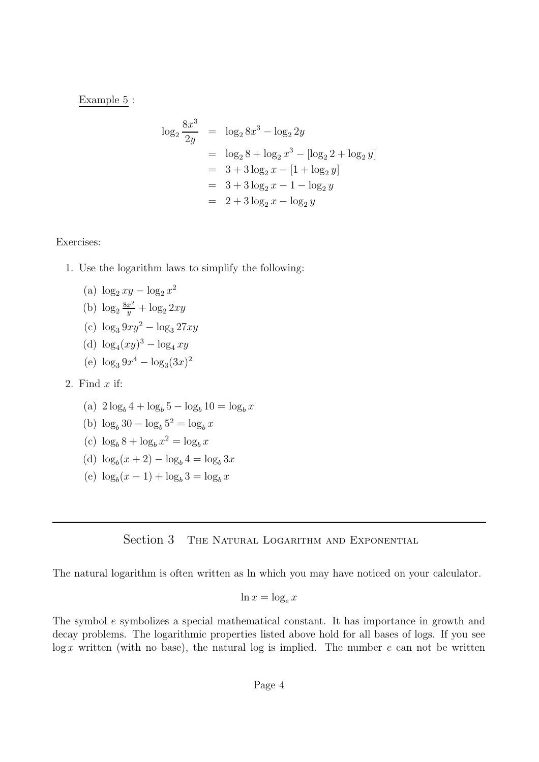Example 5 :

$$
\begin{aligned}
\log_2 \frac{8x^3}{2y} &= \log_2 8x^3 - \log_2 2y \\
&= \log_2 8 + \log_2 x^3 - [\log_2 2 + \log_2 y] \\
&= 3 + 3\log_2 x - [1 + \log_2 y] \\
&= 3 + 3\log_2 x - 1 - \log_2 y \\
&= 2 + 3\log_2 x - \log_2 y
\end{aligned}
$$

Exercises:

1. Use the logarithm laws to simplify the following:
   (a) $\log_2 xy - \log_2 x^2$
   (b) $\log_2 \frac{8x^2}{y} + \log_2 2xy$
   (c) $\log_3 9xy^2 - \log_3 27xy$
   (d) $\log_4 (xy)^3 - \log_4 xy$
   (e) $\log_3 9x^4 - \log_3 (3x)^2$

2. Find $x$ if:
   (a) $2\log_b 4 + \log_b 5 - \log_b 10 = \log_b x$
   (b) $\log_b 30 - \log_b 5^2 = \log_b x$
   (c) $\log_b 8 + \log_b x^2 = \log_b x$
   (d) $\log_b (x+2) - \log_b 4 = \log_b 3x$
   (e) $\log_b (x-1) + \log_b 3 = \log_b x$

---

## Section 3 The Natural Logarithm and Exponential

The natural logarithm is often written as ln which you may have noticed on your calculator.

$$\ln x = \log_e x$$

The symbol $e$ symbolizes a special mathematical constant. It has importance in growth and decay problems. The logarithmic properties listed above hold for all bases of logs. If you see $\log x$ written (with no base), the natural log is implied. The number $e$ can not be written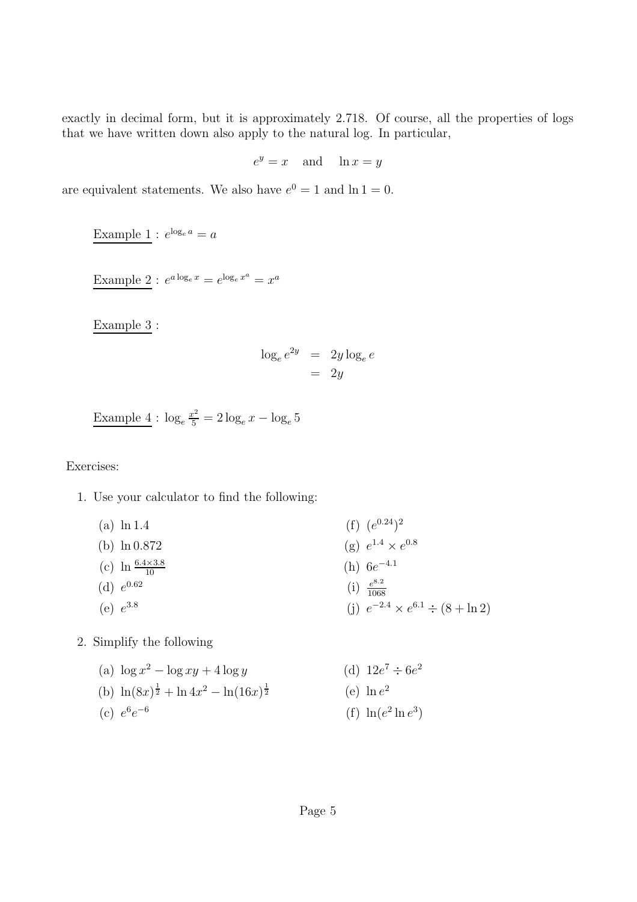exactly in decimal form, but it is approximately 2.718. Of course, all the properties of logs that we have written down also apply to the natural log. In particular,

$$e^y = x \quad \text{and} \quad \ln x = y$$

are equivalent statements. We also have $e^0 = 1$ and $\ln 1 = 0$.

Example 1 : $e^{\log_e a} = a$

Example 2 : $e^{a \log_e x} = e^{\log_e x^a} = x^a$

Example 3 :

$$\begin{aligned} \log_e e^{2y} &= 2y \log_e e \\ &= 2y \end{aligned}$$

Example 4 : $\log_e \frac{x^2}{5} = 2 \log_e x - \log_e 5$

Exercises:

1. Use your calculator to find the following:

   (a) $\ln 1.4$

   (b) $\ln 0.872$

   (c) $\ln \frac{6.4 \times 3.8}{10}$

   (d) $e^{0.62}$

   (e) $e^{3.8}$

   (f) $(e^{0.24})^2$

   (g) $e^{1.4} \times e^{0.8}$

   (h) $6e^{-4.1}$

   (i) $\frac{e^{8.2}}{1068}$

   (j) $e^{-2.4} \times e^{6.1} \div (8 + \ln 2)$

2. Simplify the following

   (a) $\log x^2 - \log xy + 4 \log y$

   (b) $\ln(8x)^{\frac{1}{2}} + \ln 4x^2 - \ln(16x)^{\frac{1}{2}}$

   (c) $e^6 e^{-6}$

   (d) $12e^7 \div 6e^2$

   (e) $\ln e^2$

   (f) $\ln(e^2 \ln e^3)$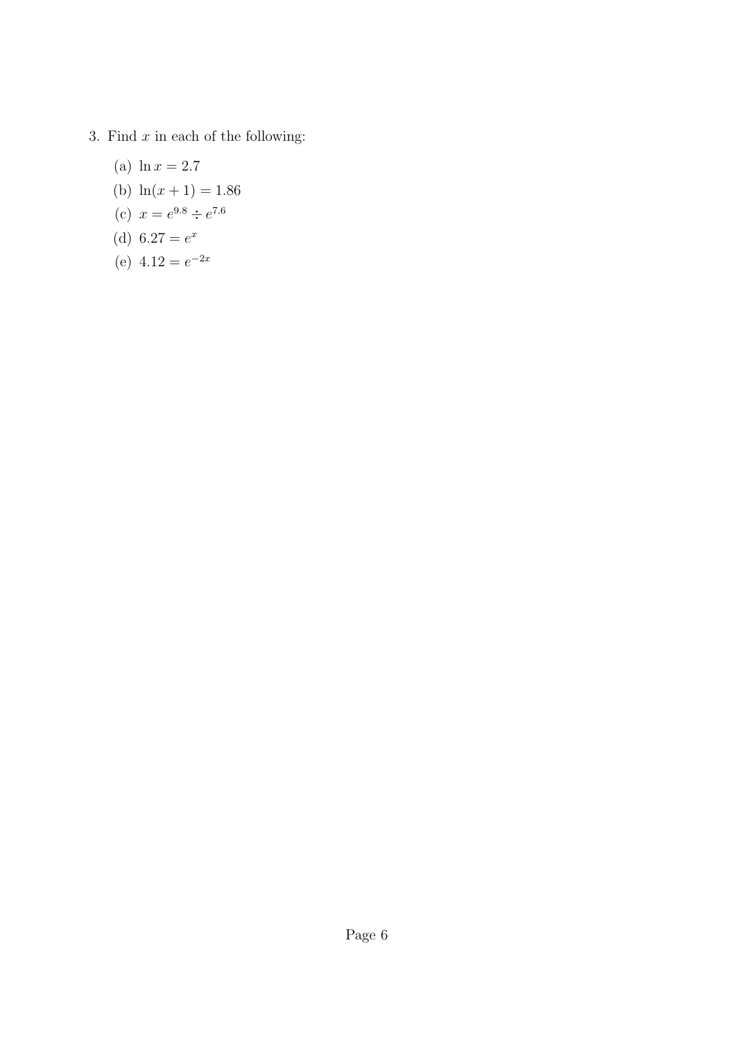3. Find $x$ in each of the following:

   (a) $\ln x = 2.7$

   (b) $\ln(x + 1) = 1.86$

   (c) $x = e^{9.8} \div e^{7.6}$

   (d) $6.27 = e^{x}$

   (e) $4.12 = e^{-2x}$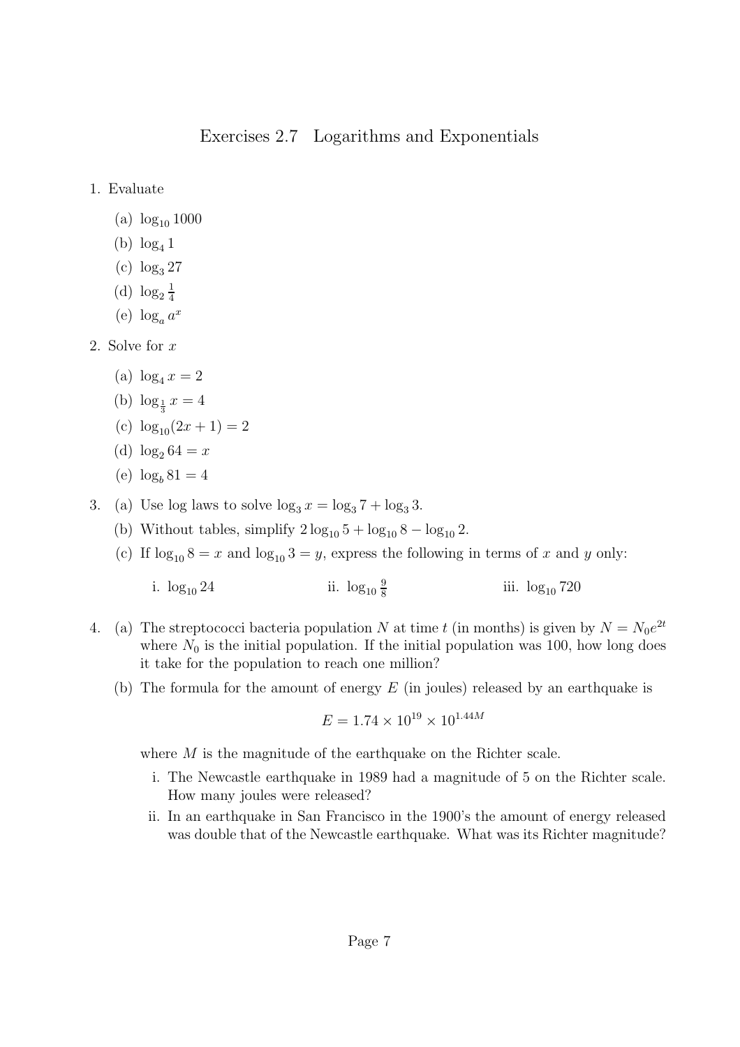# Exercises 2.7 Logarithms and Exponentials

1. Evaluate

   (a) $\log_{10} 1000$

   (b) $\log_4 1$

   (c) $\log_3 27$

   (d) $\log_2 \frac{1}{4}$

   (e) $\log_a a^x$

2. Solve for $x$

   (a) $\log_4 x = 2$

   (b) $\log_{\frac{1}{3}} x = 4$

   (c) $\log_{10}(2x + 1) = 2$

   (d) $\log_2 64 = x$

   (e) $\log_b 81 = 4$

3. (a) Use log laws to solve $\log_3 x = \log_3 7 + \log_3 3$.

   (b) Without tables, simplify $2\log_{10} 5 + \log_{10} 8 - \log_{10} 2$.

   (c) If $\log_{10} 8 = x$ and $\log_{10} 3 = y$, express the following in terms of $x$ and $y$ only:

      i. $\log_{10} 24$ ii. $\log_{10} \frac{9}{8}$ iii. $\log_{10} 720$

4. (a) The streptococci bacteria population $N$ at time $t$ (in months) is given by $N = N_0 e^{2t}$ where $N_0$ is the initial population. If the initial population was 100, how long does it take for the population to reach one million?

   (b) The formula for the amount of energy $E$ (in joules) released by an earthquake is

   $$E = 1.74 \times 10^{19} \times 10^{1.44M}$$

   where $M$ is the magnitude of the earthquake on the Richter scale.

      i. The Newcastle earthquake in 1989 had a magnitude of 5 on the Richter scale. How many joules were released?

      ii. In an earthquake in San Francisco in the 1900's the amount of energy released was double that of the Newcastle earthquake. What was its Richter magnitude?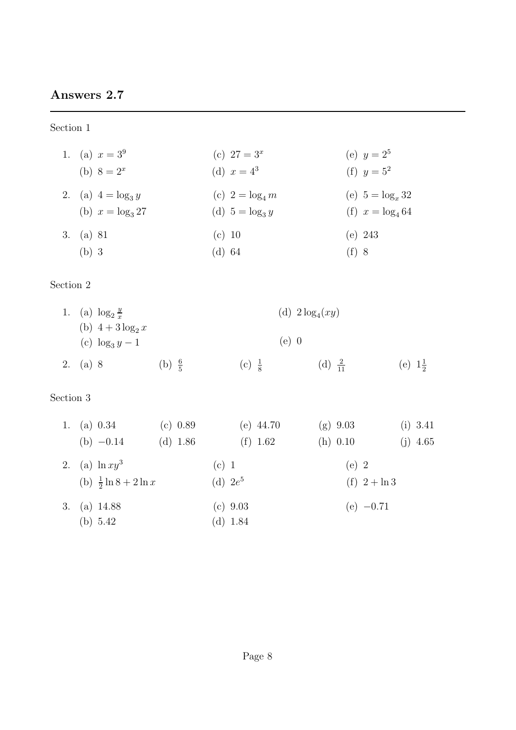## Answers 2.7

Section 1

1. (a) $x = 3^9$
   (b) $8 = 2^x$
   (c) $27 = 3^x$
   (d) $x = 4^3$
   (e) $y = 2^5$
   (f) $y = 5^2$

2. (a) $4 = \log_3 y$
   (b) $x = \log_3 27$
   (c) $2 = \log_4 m$
   (d) $5 = \log_3 y$
   (e) $5 = \log_x 32$
   (f) $x = \log_4 64$

3. (a) 81
   (b) 3
   (c) 10
   (d) 64
   (e) 243
   (f) 8

Section 2

1. (a) $\log_2 \frac{y}{x}$
   (b) $4 + 3\log_2 x$
   (c) $\log_3 y - 1$
   (d) $2\log_4(xy)$
   (e) 0

2. (a) 8
   (b) $\frac{6}{5}$
   (c) $\frac{1}{8}$
   (d) $\frac{2}{11}$
   (e) $1\frac{1}{2}$

Section 3

1. (a) 0.34
   (b) $-0.14$
   (c) 0.89
   (d) 1.86
   (e) 44.70
   (f) 1.62
   (g) 9.03
   (h) 0.10
   (i) 3.41
   (j) 4.65

2. (a) $\ln xy^3$
   (b) $\frac{1}{2}\ln 8 + 2\ln x$
   (c) 1
   (d) $2e^5$
   (e) 2
   (f) $2 + \ln 3$

3. (a) 14.88
   (b) 5.42
   (c) 9.03
   (d) 1.84
   (e) $-0.71$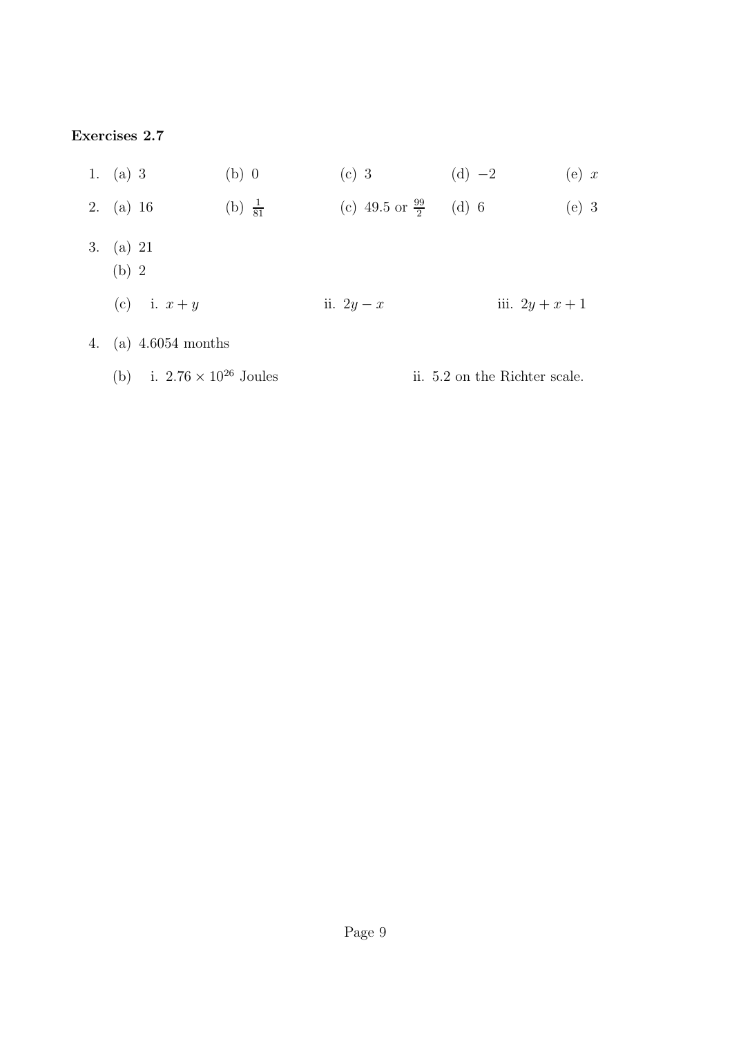**Exercises 2.7**

1. (a) 3 (b) 0 (c) 3 (d) $-2$ (e) $x$

2. (a) 16 (b) $\frac{1}{81}$ (c) 49.5 or $\frac{99}{2}$ (d) 6 (e) 3

3. (a) 21
   (b) 2
   (c) i. $x + y$ ii. $2y - x$ iii. $2y + x + 1$

4. (a) 4.6054 months
   (b) i. $2.76 \times 10^{26}$ Joules ii. 5.2 on the Richter scale.